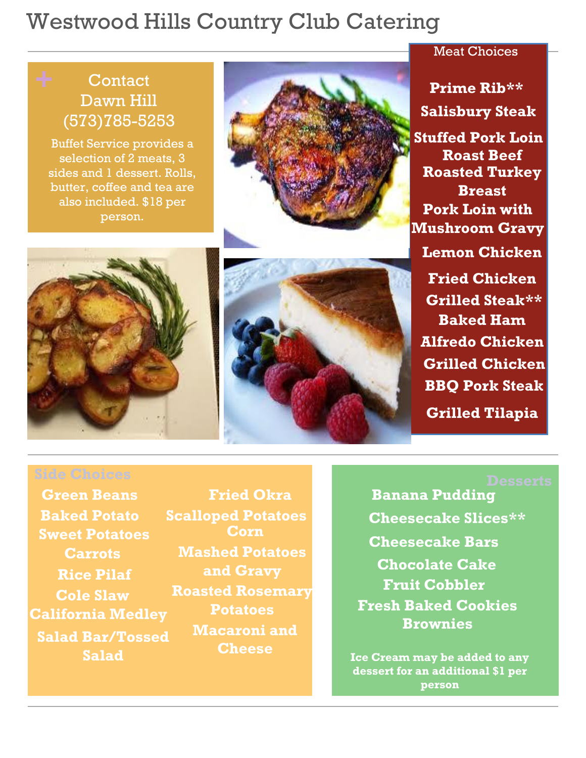# Westwood Hills Country Club Catering

## Contact

Dawn Hill

(573)785-5253

Buffet Service provides a selection of 2 meats, 3 sides and 1 dessert. Rolls, butter, coffee and tea are also included. $18 per person.

## Meat Choices

**Prime Rib**

**Salisbury Steak**

**Stuffed Pork Loin**

**Roast Beef**

**Roasted Turkey Breast**

**Pork Loin with Mushroom Gravy**

**Lemon Chicken**

**Fried Chicken**

**Grilled Steak**

**Baked Ham**

**Alfredo Chicken**

**Grilled Chicken**

**BBQ Pork Steak**

**Grilled Tilapia**

## Side Choices

**Green Beans**

**Baked Potato**

**Sweet Potatoes**

**Carrots**

**Rice Pilaf**

**Cole Slaw**

**California Medley**

**Salad Bar/Tossed Salad**

**Fried Okra**

**Scalloped Potatoes**

**Corn**

**Mashed Potatoes and Gravy**

**Roasted Rosemary Potatoes**

**Macaroni and Cheese**

## Desserts

**Banana Pudding**

**Cheesecake Slices**

**Cheesecake Bars**

**Chocolate Cake**

**Fruit Cobbler**

**Fresh Baked Cookies**

**Brownies**

**Ice Cream may be added to any dessert for an additional $1 per person**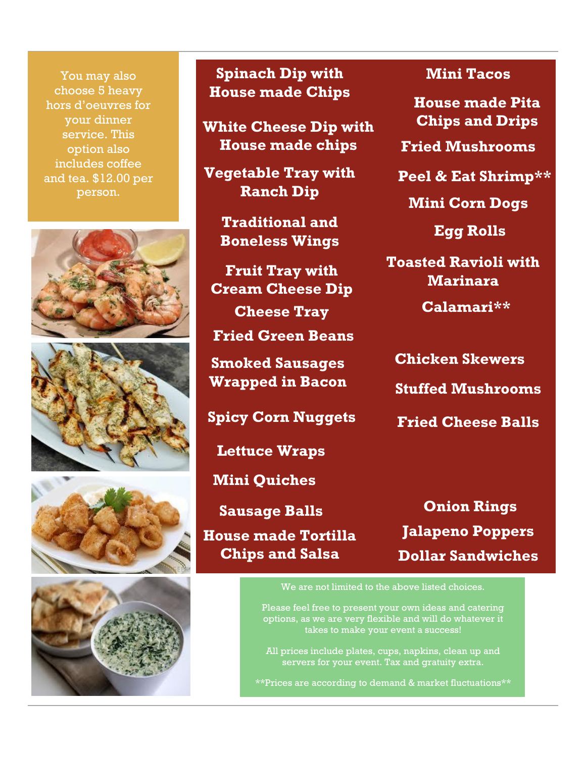You may also choose 5 heavy hors d'oeuvres for your dinner service. This option also includes coffee and tea. $12.00 per person.

**Spinach Dip with House made Chips**

**White Cheese Dip with House made chips**

**Vegetable Tray with Ranch Dip**

**Traditional and Boneless Wings**

**Fruit Tray with Cream Cheese Dip**

**Cheese Tray**

**Fried Green Beans**

**Smoked Sausages Wrapped in Bacon**

**Spicy Corn Nuggets**

**Lettuce Wraps**

**Mini Quiches**

**Sausage Balls**

**House made Tortilla Chips and Salsa**

**Mini Tacos**

**House made Pita Chips and Drips**

**Fried Mushrooms**

**Peel & Eat Shrimp****

**Mini Corn Dogs**

**Egg Rolls**

**Toasted Ravioli with Marinara**

**Calamari****

**Chicken Skewers**

**Stuffed Mushrooms**

**Fried Cheese Balls**

**Onion Rings**

**Jalapeno Poppers**

**Dollar Sandwiches**

We are not limited to the above listed choices.

Please feel free to present your own ideas and catering options, as we are very flexible and will do whatever it takes to make your event a success!

All prices include plates, cups, napkins, clean up and servers for your event. Tax and gratuity extra.

**Prices are according to demand & market fluctuations**